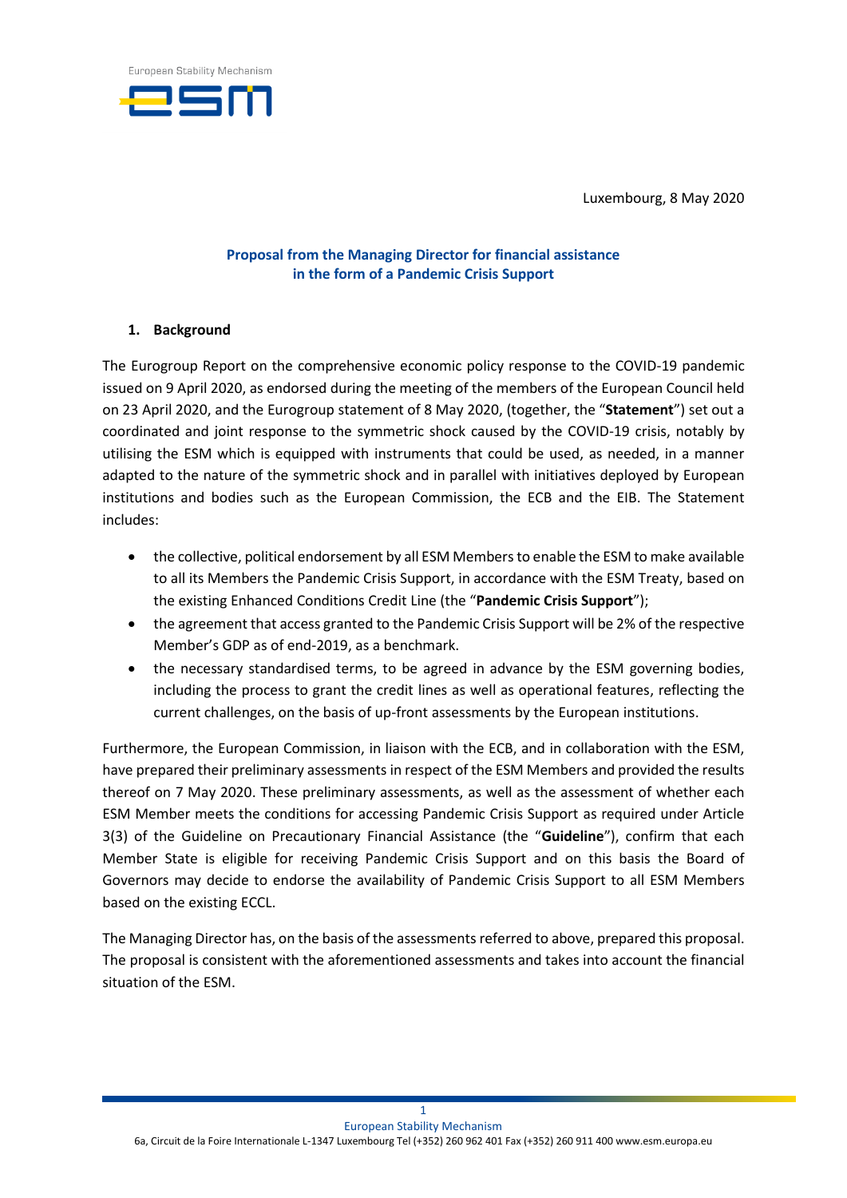Luxembourg, 8 May 2020

**Proposal from the Managing Director for financial assistance in the form of a Pandemic Crisis Support**

## 1. Background

The Eurogroup Report on the comprehensive economic policy response to the COVID-19 pandemic issued on 9 April 2020, as endorsed during the meeting of the members of the European Council held on 23 April 2020, and the Eurogroup statement of 8 May 2020, (together, the "**Statement**") set out a coordinated and joint response to the symmetric shock caused by the COVID-19 crisis, notably by utilising the ESM which is equipped with instruments that could be used, as needed, in a manner adapted to the nature of the symmetric shock and in parallel with initiatives deployed by European institutions and bodies such as the European Commission, the ECB and the EIB. The Statement includes:

- the collective, political endorsement by all ESM Members to enable the ESM to make available to all its Members the Pandemic Crisis Support, in accordance with the ESM Treaty, based on the existing Enhanced Conditions Credit Line (the "**Pandemic Crisis Support**");
- the agreement that access granted to the Pandemic Crisis Support will be 2% of the respective Member's GDP as of end-2019, as a benchmark.
- the necessary standardised terms, to be agreed in advance by the ESM governing bodies, including the process to grant the credit lines as well as operational features, reflecting the current challenges, on the basis of up-front assessments by the European institutions.

Furthermore, the European Commission, in liaison with the ECB, and in collaboration with the ESM, have prepared their preliminary assessments in respect of the ESM Members and provided the results thereof on 7 May 2020. These preliminary assessments, as well as the assessment of whether each ESM Member meets the conditions for accessing Pandemic Crisis Support as required under Article 3(3) of the Guideline on Precautionary Financial Assistance (the "**Guideline**"), confirm that each Member State is eligible for receiving Pandemic Crisis Support and on this basis the Board of Governors may decide to endorse the availability of Pandemic Crisis Support to all ESM Members based on the existing ECCL.

The Managing Director has, on the basis of the assessments referred to above, prepared this proposal. The proposal is consistent with the aforementioned assessments and takes into account the financial situation of the ESM.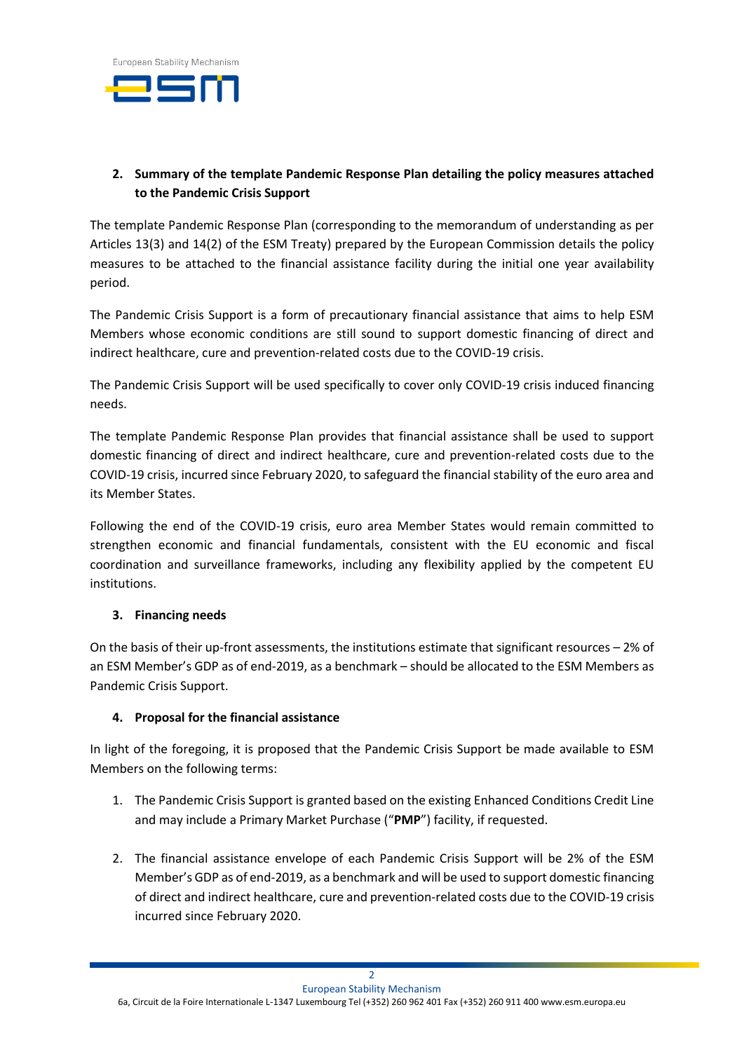2. **Summary of the template Pandemic Response Plan detailing the policy measures attached to the Pandemic Crisis Support**

The template Pandemic Response Plan (corresponding to the memorandum of understanding as per Articles 13(3) and 14(2) of the ESM Treaty) prepared by the European Commission details the policy measures to be attached to the financial assistance facility during the initial one year availability period.

The Pandemic Crisis Support is a form of precautionary financial assistance that aims to help ESM Members whose economic conditions are still sound to support domestic financing of direct and indirect healthcare, cure and prevention-related costs due to the COVID-19 crisis.

The Pandemic Crisis Support will be used specifically to cover only COVID-19 crisis induced financing needs.

The template Pandemic Response Plan provides that financial assistance shall be used to support domestic financing of direct and indirect healthcare, cure and prevention-related costs due to the COVID-19 crisis, incurred since February 2020, to safeguard the financial stability of the euro area and its Member States.

Following the end of the COVID-19 crisis, euro area Member States would remain committed to strengthen economic and financial fundamentals, consistent with the EU economic and fiscal coordination and surveillance frameworks, including any flexibility applied by the competent EU institutions.

3. **Financing needs**

On the basis of their up-front assessments, the institutions estimate that significant resources – 2% of an ESM Member's GDP as of end-2019, as a benchmark – should be allocated to the ESM Members as Pandemic Crisis Support.

4. **Proposal for the financial assistance**

In light of the foregoing, it is proposed that the Pandemic Crisis Support be made available to ESM Members on the following terms:

1. The Pandemic Crisis Support is granted based on the existing Enhanced Conditions Credit Line and may include a Primary Market Purchase ("**PMP**") facility, if requested.

2. The financial assistance envelope of each Pandemic Crisis Support will be 2% of the ESM Member's GDP as of end-2019, as a benchmark and will be used to support domestic financing of direct and indirect healthcare, cure and prevention-related costs due to the COVID-19 crisis incurred since February 2020.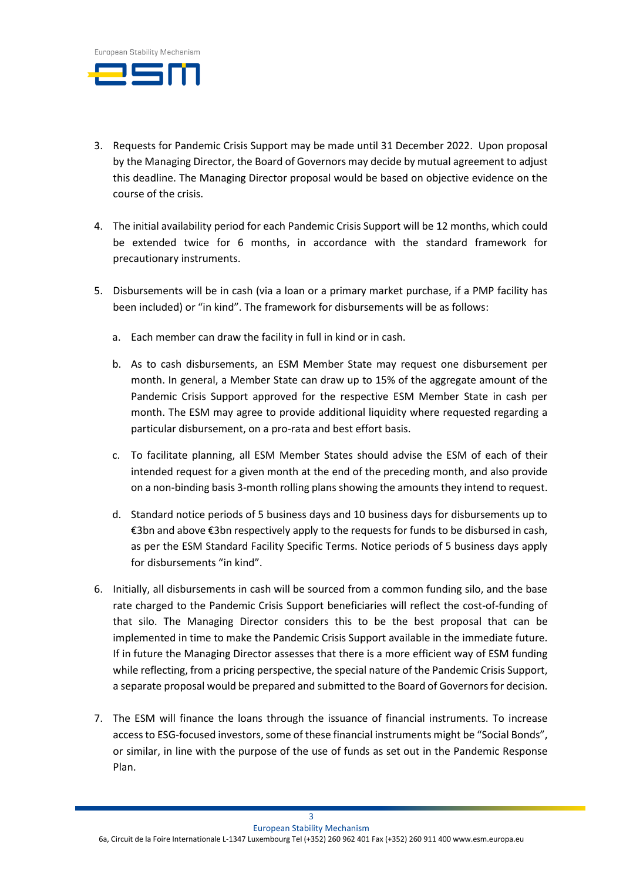3. Requests for Pandemic Crisis Support may be made until 31 December 2022. Upon proposal by the Managing Director, the Board of Governors may decide by mutual agreement to adjust this deadline. The Managing Director proposal would be based on objective evidence on the course of the crisis.

4. The initial availability period for each Pandemic Crisis Support will be 12 months, which could be extended twice for 6 months, in accordance with the standard framework for precautionary instruments.

5. Disbursements will be in cash (via a loan or a primary market purchase, if a PMP facility has been included) or "in kind". The framework for disbursements will be as follows:

   a. Each member can draw the facility in full in kind or in cash.

   b. As to cash disbursements, an ESM Member State may request one disbursement per month. In general, a Member State can draw up to 15% of the aggregate amount of the Pandemic Crisis Support approved for the respective ESM Member State in cash per month. The ESM may agree to provide additional liquidity where requested regarding a particular disbursement, on a pro-rata and best effort basis.

   c. To facilitate planning, all ESM Member States should advise the ESM of each of their intended request for a given month at the end of the preceding month, and also provide on a non-binding basis 3-month rolling plans showing the amounts they intend to request.

   d. Standard notice periods of 5 business days and 10 business days for disbursements up to €3bn and above €3bn respectively apply to the requests for funds to be disbursed in cash, as per the ESM Standard Facility Specific Terms. Notice periods of 5 business days apply for disbursements "in kind".

6. Initially, all disbursements in cash will be sourced from a common funding silo, and the base rate charged to the Pandemic Crisis Support beneficiaries will reflect the cost-of-funding of that silo. The Managing Director considers this to be the best proposal that can be implemented in time to make the Pandemic Crisis Support available in the immediate future. If in future the Managing Director assesses that there is a more efficient way of ESM funding while reflecting, from a pricing perspective, the special nature of the Pandemic Crisis Support, a separate proposal would be prepared and submitted to the Board of Governors for decision.

7. The ESM will finance the loans through the issuance of financial instruments. To increase access to ESG-focused investors, some of these financial instruments might be "Social Bonds", or similar, in line with the purpose of the use of funds as set out in the Pandemic Response Plan.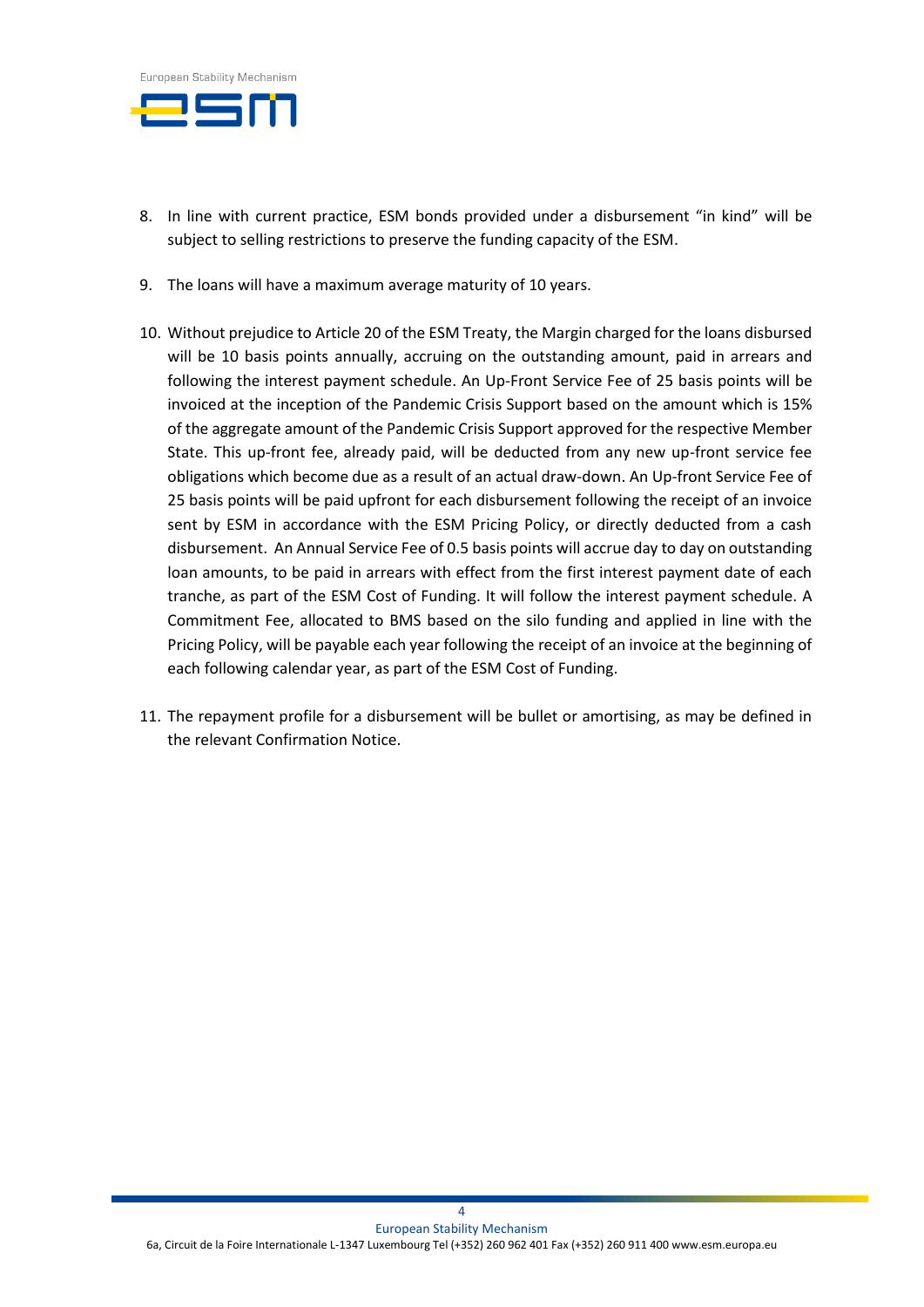8. In line with current practice, ESM bonds provided under a disbursement "in kind" will be subject to selling restrictions to preserve the funding capacity of the ESM.

9. The loans will have a maximum average maturity of 10 years.

10. Without prejudice to Article 20 of the ESM Treaty, the Margin charged for the loans disbursed will be 10 basis points annually, accruing on the outstanding amount, paid in arrears and following the interest payment schedule. An Up-Front Service Fee of 25 basis points will be invoiced at the inception of the Pandemic Crisis Support based on the amount which is 15% of the aggregate amount of the Pandemic Crisis Support approved for the respective Member State. This up-front fee, already paid, will be deducted from any new up-front service fee obligations which become due as a result of an actual draw-down. An Up-front Service Fee of 25 basis points will be paid upfront for each disbursement following the receipt of an invoice sent by ESM in accordance with the ESM Pricing Policy, or directly deducted from a cash disbursement. An Annual Service Fee of 0.5 basis points will accrue day to day on outstanding loan amounts, to be paid in arrears with effect from the first interest payment date of each tranche, as part of the ESM Cost of Funding. It will follow the interest payment schedule. A Commitment Fee, allocated to BMS based on the silo funding and applied in line with the Pricing Policy, will be payable each year following the receipt of an invoice at the beginning of each following calendar year, as part of the ESM Cost of Funding.

11. The repayment profile for a disbursement will be bullet or amortising, as may be defined in the relevant Confirmation Notice.